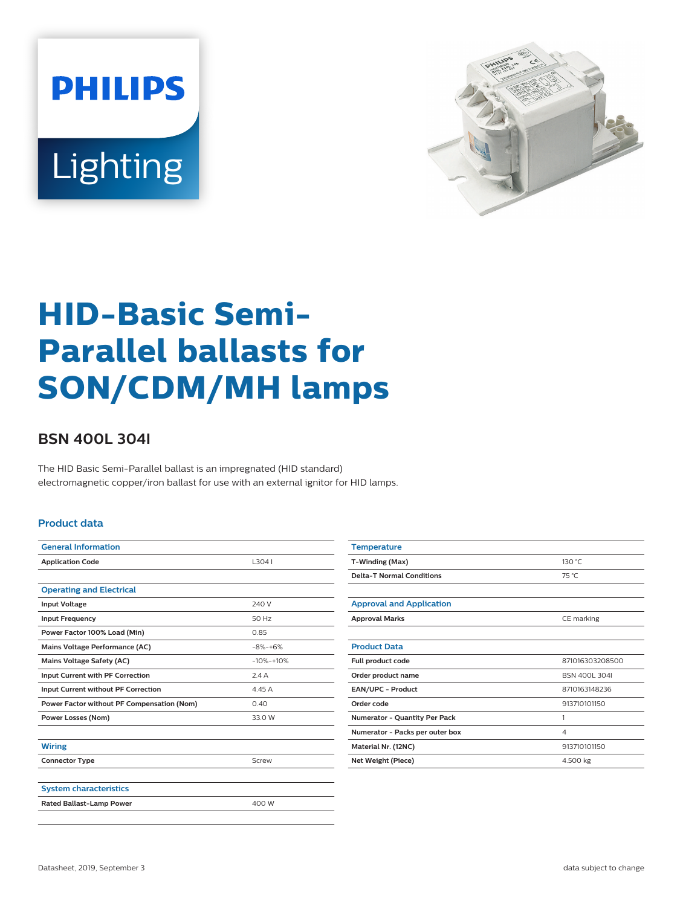# HID-Basic Semi-Parallel ballasts for SON/CDM/MH lamps

## BSN 400L 304I

The HID Basic Semi-Parallel ballast is an impregnated (HID standard) electromagnetic copper/iron ballast for use with an external ignitor for HID lamps.

### Product data

| General Information | |
|---|---|
| Application Code | L304 I |

| Operating and Electrical | |
|---|---|
| Input Voltage | 240 V |
| Input Frequency | 50 Hz |
| Power Factor 100% Load (Min) | 0.85 |
| Mains Voltage Performance (AC) | -8%-+6% |
| Mains Voltage Safety (AC) | -10%-+10% |
| Input Current with PF Correction | 2.4 A |
| Input Current without PF Correction | 4.45 A |
| Power Factor without PF Compensation (Nom) | 0.40 |
| Power Losses (Nom) | 33.0 W |

| Wiring | |
|---|---|
| Connector Type | Screw |

| System characteristics | |
|---|---|
| Rated Ballast-Lamp Power | 400 W |

| Temperature | |
|---|---|
| T-Winding (Max) | 130 °C |
| Delta-T Normal Conditions | 75 °C |

| Approval and Application | |
|---|---|
| Approval Marks | CE marking |

| Product Data | |
|---|---|
| Full product code | 871016303208500 |
| Order product name | BSN 400L 304I |
| EAN/UPC - Product | 8710163148236 |
| Order code | 913710101150 |
| Numerator - Quantity Per Pack | 1 |
| Numerator - Packs per outer box | 4 |
| Material Nr. (12NC) | 913710101150 |
| Net Weight (Piece) | 4.500 kg |

Datasheet, 2019, September 3

data subject to change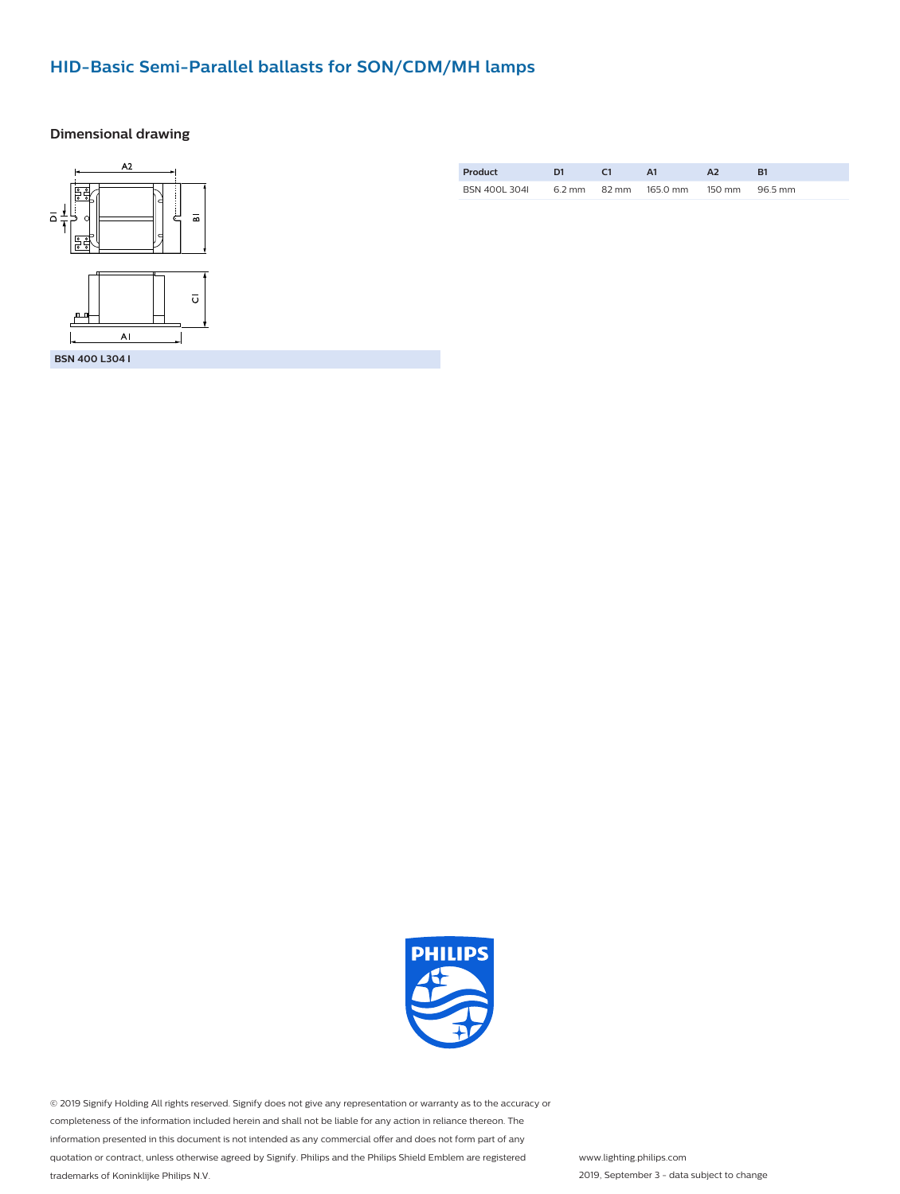## HID-Basic Semi-Parallel ballasts for SON/CDM/MH lamps

### Dimensional drawing

A2

D1

B1

C1

A1

BSN 400 L304 I

| Product | D1 | C1 | A1 | A2 | B1 |
|---|---|---|---|---|---|
| BSN 400L 304I | 6.2 mm | 82 mm | 165.0 mm | 150 mm | 96.5 mm |

© 2019 Signify Holding All rights reserved. Signify does not give any representation or warranty as to the accuracy or completeness of the information included herein and shall not be liable for any action in reliance thereon. The information presented in this document is not intended as any commercial offer and does not form part of any quotation or contract, unless otherwise agreed by Signify. Philips and the Philips Shield Emblem are registered trademarks of Koninklijke Philips N.V.

www.lighting.philips.com

2019, September 3 - data subject to change